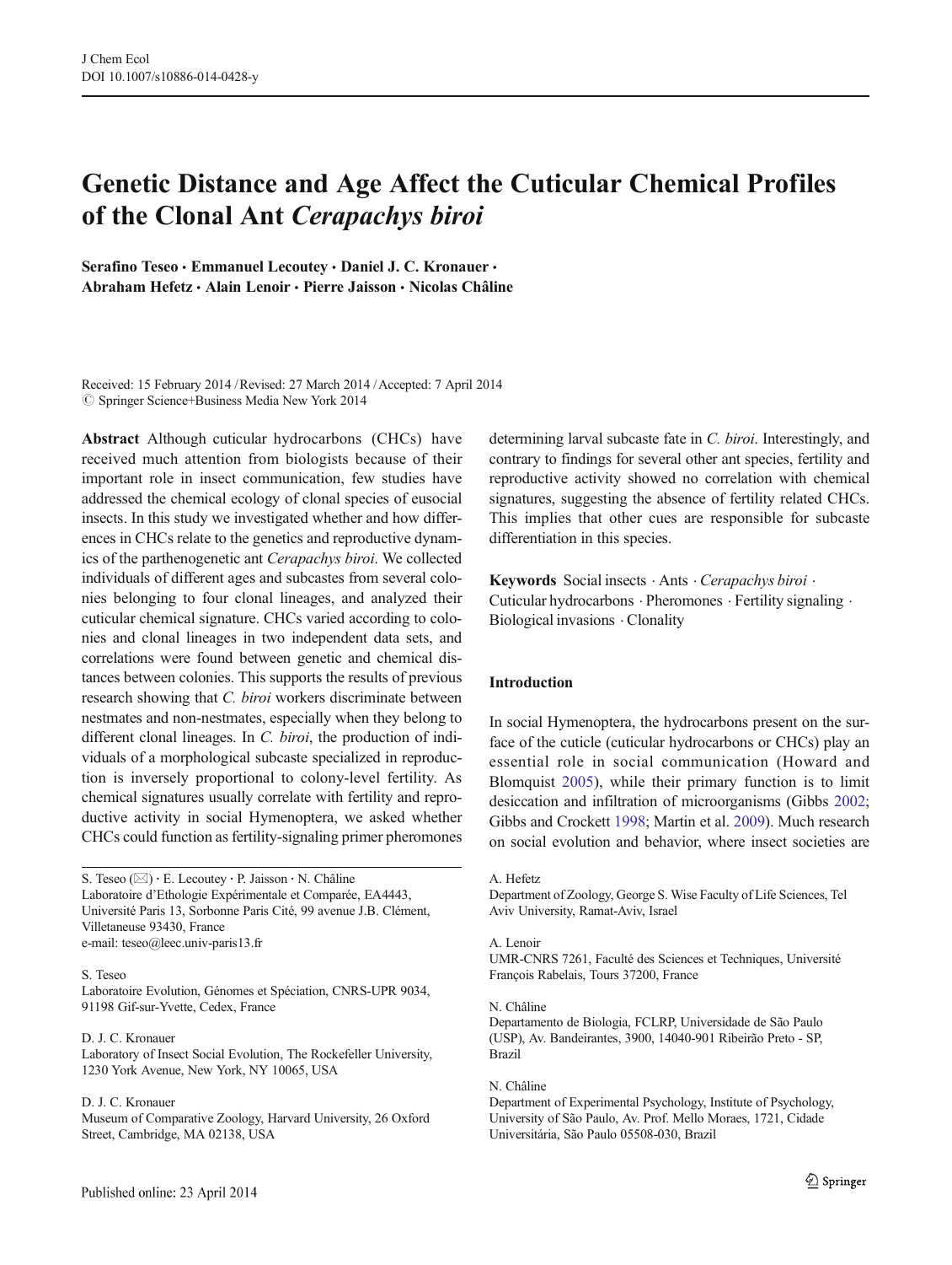# Genetic Distance and Age Affect the Cuticular Chemical Profiles of the Clonal Ant *Cerapachys biroi*

**Serafino Teseo · Emmanuel Lecoutey · Daniel J. C. Kronauer · Abraham Hefetz · Alain Lenoir · Pierre Jaisson · Nicolas Châline**

Received: 15 February 2014 / Revised: 27 March 2014 / Accepted: 7 April 2014
© Springer Science+Business Media New York 2014

**Abstract** Although cuticular hydrocarbons (CHCs) have received much attention from biologists because of their important role in insect communication, few studies have addressed the chemical ecology of clonal species of eusocial insects. In this study we investigated whether and how differences in CHCs relate to the genetics and reproductive dynamics of the parthenogenetic ant *Cerapachys biroi*. We collected individuals of different ages and subcastes from several colonies belonging to four clonal lineages, and analyzed their cuticular chemical signature. CHCs varied according to colonies and clonal lineages in two independent data sets, and correlations were found between genetic and chemical distances between colonies. This supports the results of previous research showing that *C. biroi* workers discriminate between nestmates and non-nestmates, especially when they belong to different clonal lineages. In *C. biroi*, the production of individuals of a morphological subcaste specialized in reproduction is inversely proportional to colony-level fertility. As chemical signatures usually correlate with fertility and reproductive activity in social Hymenoptera, we asked whether CHCs could function as fertility-signaling primer pheromones determining larval subcaste fate in *C. biroi*. Interestingly, and contrary to findings for several other ant species, fertility and reproductive activity showed no correlation with chemical signatures, suggesting the absence of fertility related CHCs. This implies that other cues are responsible for subcaste differentiation in this species.

**Keywords** Social insects · Ants · *Cerapachys biroi* · Cuticular hydrocarbons · Pheromones · Fertility signaling · Biological invasions · Clonality

## Introduction

In social Hymenoptera, the hydrocarbons present on the surface of the cuticle (cuticular hydrocarbons or CHCs) play an essential role in social communication (Howard and Blomquist 2005), while their primary function is to limit desiccation and infiltration of microorganisms (Gibbs 2002; Gibbs and Crockett 1998; Martin et al. 2009). Much research on social evolution and behavior, where insect societies are

---

S. Teseo (✉) · E. Lecoutey · P. Jaisson · N. Châline
Laboratoire d'Ethologie Expérimentale et Comparée, EA4443, Université Paris 13, Sorbonne Paris Cité, 99 avenue J.B. Clément, Villetaneuse 93430, France
e-mail: teseo@leec.univ-paris13.fr

S. Teseo
Laboratoire Evolution, Génomes et Spéciation, CNRS-UPR 9034, 91198 Gif-sur-Yvette, Cedex, France

D. J. C. Kronauer
Laboratory of Insect Social Evolution, The Rockefeller University, 1230 York Avenue, New York, NY 10065, USA

D. J. C. Kronauer
Museum of Comparative Zoology, Harvard University, 26 Oxford Street, Cambridge, MA 02138, USA

A. Hefetz
Department of Zoology, George S. Wise Faculty of Life Sciences, Tel Aviv University, Ramat-Aviv, Israel

A. Lenoir
UMR-CNRS 7261, Faculté des Sciences et Techniques, Université François Rabelais, Tours 37200, France

N. Châline
Departamento de Biologia, FCLRP, Universidade de São Paulo (USP), Av. Bandeirantes, 3900, 14040-901 Ribeirão Preto - SP, Brazil

N. Châline
Department of Experimental Psychology, Institute of Psychology, University of São Paulo, Av. Prof. Mello Moraes, 1721, Cidade Universitária, São Paulo 05508-030, Brazil

Published online: 23 April 2014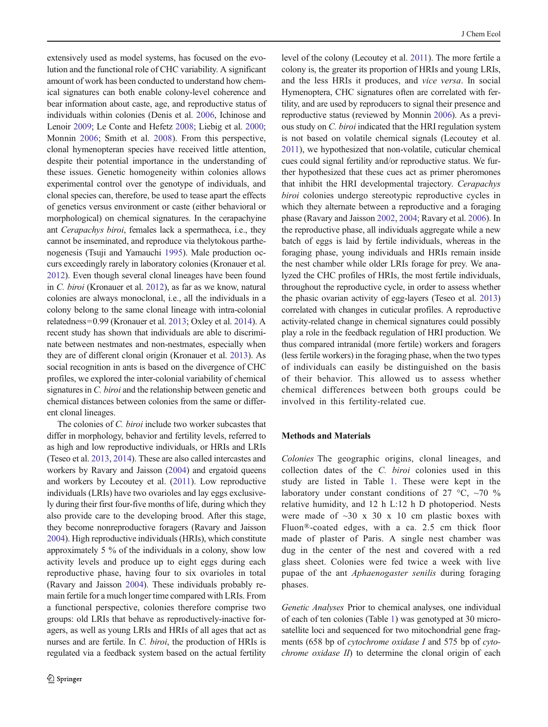extensively used as model systems, has focused on the evolution and the functional role of CHC variability. A significant amount of work has been conducted to understand how chemical signatures can both enable colony-level coherence and bear information about caste, age, and reproductive status of individuals within colonies (Denis et al. 2006, Ichinose and Lenoir 2009; Le Conte and Hefetz 2008; Liebig et al. 2000; Monnin 2006; Smith et al. 2008). From this perspective, clonal hymenopteran species have received little attention, despite their potential importance in the understanding of these issues. Genetic homogeneity within colonies allows experimental control over the genotype of individuals, and clonal species can, therefore, be used to tease apart the effects of genetics versus environment or caste (either behavioral or morphological) on chemical signatures. In the cerapachyine ant *Cerapachys biroi*, females lack a spermatheca, i.e., they cannot be inseminated, and reproduce via thelytokous parthenogenesis (Tsuji and Yamauchi 1995). Male production occurs exceedingly rarely in laboratory colonies (Kronauer et al. 2012). Even though several clonal lineages have been found in *C. biroi* (Kronauer et al. 2012), as far as we know, natural colonies are always monoclonal, i.e., all the individuals in a colony belong to the same clonal lineage with intra-colonial relatedness=0.99 (Kronauer et al. 2013; Oxley et al. 2014). A recent study has shown that individuals are able to discriminate between nestmates and non-nestmates, especially when they are of different clonal origin (Kronauer et al. 2013). As social recognition in ants is based on the divergence of CHC profiles, we explored the inter-colonial variability of chemical signatures in *C. biroi* and the relationship between genetic and chemical distances between colonies from the same or different clonal lineages.

The colonies of *C. biroi* include two worker subcastes that differ in morphology, behavior and fertility levels, referred to as high and low reproductive individuals, or HRIs and LRIs (Teseo et al. 2013, 2014). These are also called intercastes and workers by Ravary and Jaisson (2004) and ergatoid queens and workers by Lecoutey et al. (2011). Low reproductive individuals (LRIs) have two ovarioles and lay eggs exclusively during their first four-five months of life, during which they also provide care to the developing brood. After this stage, they become nonreproductive foragers (Ravary and Jaisson 2004). High reproductive individuals (HRIs), which constitute approximately 5 % of the individuals in a colony, show low activity levels and produce up to eight eggs during each reproductive phase, having four to six ovarioles in total (Ravary and Jaisson 2004). These individuals probably remain fertile for a much longer time compared with LRIs. From a functional perspective, colonies therefore comprise two groups: old LRIs that behave as reproductively-inactive foragers, as well as young LRIs and HRIs of all ages that act as nurses and are fertile. In *C. biroi*, the production of HRIs is regulated via a feedback system based on the actual fertility level of the colony (Lecoutey et al. 2011). The more fertile a colony is, the greater its proportion of HRIs and young LRIs, and the less HRIs it produces, and *vice versa*. In social Hymenoptera, CHC signatures often are correlated with fertility, and are used by reproducers to signal their presence and reproductive status (reviewed by Monnin 2006). As a previous study on *C. biroi* indicated that the HRI regulation system is not based on volatile chemical signals (Lecoutey et al. 2011), we hypothesized that non-volatile, cuticular chemical cues could signal fertility and/or reproductive status. We further hypothesized that these cues act as primer pheromones that inhibit the HRI developmental trajectory. *Cerapachys biroi* colonies undergo stereotypic reproductive cycles in which they alternate between a reproductive and a foraging phase (Ravary and Jaisson 2002, 2004; Ravary et al. 2006). In the reproductive phase, all individuals aggregate while a new batch of eggs is laid by fertile individuals, whereas in the foraging phase, young individuals and HRIs remain inside the nest chamber while older LRIs forage for prey. We analyzed the CHC profiles of HRIs, the most fertile individuals, throughout the reproductive cycle, in order to assess whether the phasic ovarian activity of egg-layers (Teseo et al. 2013) correlated with changes in cuticular profiles. A reproductive activity-related change in chemical signatures could possibly play a role in the feedback regulation of HRI production. We thus compared intranidal (more fertile) workers and foragers (less fertile workers) in the foraging phase, when the two types of individuals can easily be distinguished on the basis of their behavior. This allowed us to assess whether chemical differences between both groups could be involved in this fertility-related cue.

## Methods and Materials

*Colonies* The geographic origins, clonal lineages, and collection dates of the *C. biroi* colonies used in this study are listed in Table 1. These were kept in the laboratory under constant conditions of 27 °C, ~70 % relative humidity, and 12 h L:12 h D photoperiod. Nests were made of ~30 x 30 x 10 cm plastic boxes with Fluon®-coated edges, with a ca. 2.5 cm thick floor made of plaster of Paris. A single nest chamber was dug in the center of the nest and covered with a red glass sheet. Colonies were fed twice a week with live pupae of the ant *Aphaenogaster senilis* during foraging phases.

*Genetic Analyses* Prior to chemical analyses, one individual of each of ten colonies (Table 1) was genotyped at 30 microsatellite loci and sequenced for two mitochondrial gene fragments (658 bp of *cytochrome oxidase I* and 575 bp of *cytochrome oxidase II*) to determine the clonal origin of each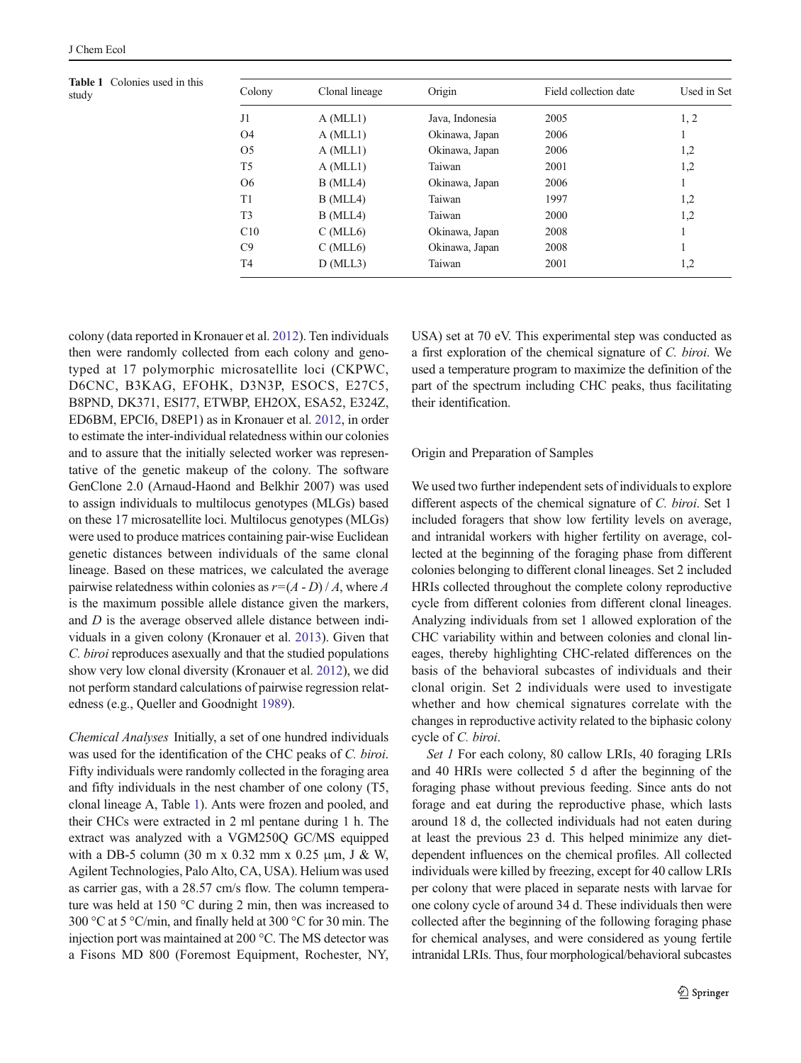**Table 1** Colonies used in this study

| Colony | Clonal lineage | Origin | Field collection date | Used in Set |
| --- | --- | --- | --- | --- |
| J1 | A (MLL1) | Java, Indonesia | 2005 | 1, 2 |
| O4 | A (MLL1) | Okinawa, Japan | 2006 | 1 |
| O5 | A (MLL1) | Okinawa, Japan | 2006 | 1,2 |
| T5 | A (MLL1) | Taiwan | 2001 | 1,2 |
| O6 | B (MLL4) | Okinawa, Japan | 2006 | 1 |
| T1 | B (MLL4) | Taiwan | 1997 | 1,2 |
| T3 | B (MLL4) | Taiwan | 2000 | 1,2 |
| C10 | C (MLL6) | Okinawa, Japan | 2008 | 1 |
| C9 | C (MLL6) | Okinawa, Japan | 2008 | 1 |
| T4 | D (MLL3) | Taiwan | 2001 | 1,2 |

colony (data reported in Kronauer et al. 2012). Ten individuals then were randomly collected from each colony and genotyped at 17 polymorphic microsatellite loci (CKPWC, D6CNC, B3KAG, EFOHK, D3N3P, ESOCS, E27C5, B8PND, DK371, ESI77, ETWBP, EH2OX, ESA52, E324Z, ED6BM, EPCI6, D8EP1) as in Kronauer et al. 2012, in order to estimate the inter-individual relatedness within our colonies and to assure that the initially selected worker was representative of the genetic makeup of the colony. The software GenClone 2.0 (Arnaud-Haond and Belkhir 2007) was used to assign individuals to multilocus genotypes (MLGs) based on these 17 microsatellite loci. Multilocus genotypes (MLGs) were used to produce matrices containing pair-wise Euclidean genetic distances between individuals of the same clonal lineage. Based on these matrices, we calculated the average pairwise relatedness within colonies as $r=(A - D) / A$, where $A$ is the maximum possible allele distance given the markers, and $D$ is the average observed allele distance between individuals in a given colony (Kronauer et al. 2013). Given that *C. biroi* reproduces asexually and that the studied populations show very low clonal diversity (Kronauer et al. 2012), we did not perform standard calculations of pairwise regression relatedness (e.g., Queller and Goodnight 1989).

*Chemical Analyses* Initially, a set of one hundred individuals was used for the identification of the CHC peaks of *C. biroi*. Fifty individuals were randomly collected in the foraging area and fifty individuals in the nest chamber of one colony (T5, clonal lineage A, Table 1). Ants were frozen and pooled, and their CHCs were extracted in 2 ml pentane during 1 h. The extract was analyzed with a VGM250Q GC/MS equipped with a DB-5 column (30 m x 0.32 mm x 0.25 μm, J & W, Agilent Technologies, Palo Alto, CA, USA). Helium was used as carrier gas, with a 28.57 cm/s flow. The column temperature was held at 150 °C during 2 min, then was increased to 300 °C at 5 °C/min, and finally held at 300 °C for 30 min. The injection port was maintained at 200 °C. The MS detector was a Fisons MD 800 (Foremost Equipment, Rochester, NY, USA) set at 70 eV. This experimental step was conducted as a first exploration of the chemical signature of *C. biroi*. We used a temperature program to maximize the definition of the part of the spectrum including CHC peaks, thus facilitating their identification.

## Origin and Preparation of Samples

We used two further independent sets of individuals to explore different aspects of the chemical signature of *C. biroi*. Set 1 included foragers that show low fertility levels on average, and intranidal workers with higher fertility on average, collected at the beginning of the foraging phase from different colonies belonging to different clonal lineages. Set 2 included HRIs collected throughout the complete colony reproductive cycle from different colonies from different clonal lineages. Analyzing individuals from set 1 allowed exploration of the CHC variability within and between colonies and clonal lineages, thereby highlighting CHC-related differences on the basis of the behavioral subcastes of individuals and their clonal origin. Set 2 individuals were used to investigate whether and how chemical signatures correlate with the changes in reproductive activity related to the biphasic colony cycle of *C. biroi*.

*Set 1* For each colony, 80 callow LRIs, 40 foraging LRIs and 40 HRIs were collected 5 d after the beginning of the foraging phase without previous feeding. Since ants do not forage and eat during the reproductive phase, which lasts around 18 d, the collected individuals had not eaten during at least the previous 23 d. This helped minimize any diet-dependent influences on the chemical profiles. All collected individuals were killed by freezing, except for 40 callow LRIs per colony that were placed in separate nests with larvae for one colony cycle of around 34 d. These individuals then were collected after the beginning of the following foraging phase for chemical analyses, and were considered as young fertile intranidal LRIs. Thus, four morphological/behavioral subcastes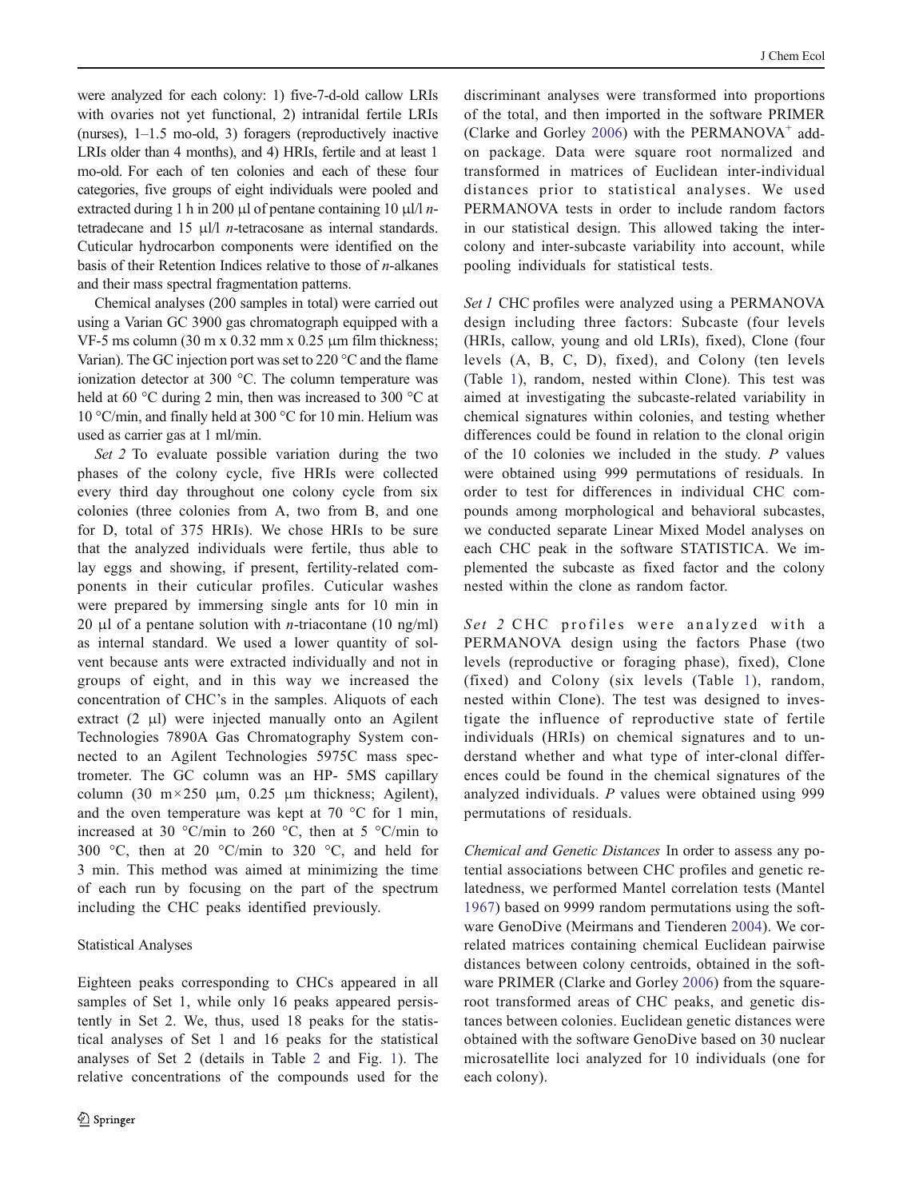were analyzed for each colony: 1) five-7-d-old callow LRIs with ovaries not yet functional, 2) intranidal fertile LRIs (nurses), 1–1.5 mo-old, 3) foragers (reproductively inactive LRIs older than 4 months), and 4) HRIs, fertile and at least 1 mo-old. For each of ten colonies and each of these four categories, five groups of eight individuals were pooled and extracted during 1 h in 200 μl of pentane containing 10 μl/l *n*-tetradecane and 15 μl/l *n*-tetracosane as internal standards. Cuticular hydrocarbon components were identified on the basis of their Retention Indices relative to those of *n*-alkanes and their mass spectral fragmentation patterns.

Chemical analyses (200 samples in total) were carried out using a Varian GC 3900 gas chromatograph equipped with a VF-5 ms column (30 m x 0.32 mm x 0.25 μm film thickness; Varian). The GC injection port was set to 220 °C and the flame ionization detector at 300 °C. The column temperature was held at 60 °C during 2 min, then was increased to 300 °C at 10 °C/min, and finally held at 300 °C for 10 min. Helium was used as carrier gas at 1 ml/min.

*Set 2* To evaluate possible variation during the two phases of the colony cycle, five HRIs were collected every third day throughout one colony cycle from six colonies (three colonies from A, two from B, and one for D, total of 375 HRIs). We chose HRIs to be sure that the analyzed individuals were fertile, thus able to lay eggs and showing, if present, fertility-related components in their cuticular profiles. Cuticular washes were prepared by immersing single ants for 10 min in 20 μl of a pentane solution with *n*-triacontane (10 ng/ml) as internal standard. We used a lower quantity of solvent because ants were extracted individually and not in groups of eight, and in this way we increased the concentration of CHC's in the samples. Aliquots of each extract (2 μl) were injected manually onto an Agilent Technologies 7890A Gas Chromatography System connected to an Agilent Technologies 5975C mass spectrometer. The GC column was an HP- 5MS capillary column (30 m×250 μm, 0.25 μm thickness; Agilent), and the oven temperature was kept at 70 °C for 1 min, increased at 30 °C/min to 260 °C, then at 5 °C/min to 300 °C, then at 20 °C/min to 320 °C, and held for 3 min. This method was aimed at minimizing the time of each run by focusing on the part of the spectrum including the CHC peaks identified previously.

### Statistical Analyses

Eighteen peaks corresponding to CHCs appeared in all samples of Set 1, while only 16 peaks appeared persistently in Set 2. We, thus, used 18 peaks for the statistical analyses of Set 1 and 16 peaks for the statistical analyses of Set 2 (details in Table 2 and Fig. 1). The relative concentrations of the compounds used for the discriminant analyses were transformed into proportions of the total, and then imported in the software PRIMER (Clarke and Gorley 2006) with the PERMANOVA$^+$ add-on package. Data were square root normalized and transformed in matrices of Euclidean inter-individual distances prior to statistical analyses. We used PERMANOVA tests in order to include random factors in our statistical design. This allowed taking the inter-colony and inter-subcaste variability into account, while pooling individuals for statistical tests.

*Set 1* CHC profiles were analyzed using a PERMANOVA design including three factors: Subcaste (four levels (HRIs, callow, young and old LRIs), fixed), Clone (four levels (A, B, C, D), fixed), and Colony (ten levels (Table 1), random, nested within Clone). This test was aimed at investigating the subcaste-related variability in chemical signatures within colonies, and testing whether differences could be found in relation to the clonal origin of the 10 colonies we included in the study. *P* values were obtained using 999 permutations of residuals. In order to test for differences in individual CHC compounds among morphological and behavioral subcastes, we conducted separate Linear Mixed Model analyses on each CHC peak in the software STATISTICA. We implemented the subcaste as fixed factor and the colony nested within the clone as random factor.

*Set 2* CHC profiles were analyzed with a PERMANOVA design using the factors Phase (two levels (reproductive or foraging phase), fixed), Clone (fixed) and Colony (six levels (Table 1), random, nested within Clone). The test was designed to investigate the influence of reproductive state of fertile individuals (HRIs) on chemical signatures and to understand whether and what type of inter-clonal differences could be found in the chemical signatures of the analyzed individuals. *P* values were obtained using 999 permutations of residuals.

*Chemical and Genetic Distances* In order to assess any potential associations between CHC profiles and genetic relatedness, we performed Mantel correlation tests (Mantel 1967) based on 9999 random permutations using the software GenoDive (Meirmans and Tienderen 2004). We correlated matrices containing chemical Euclidean pairwise distances between colony centroids, obtained in the software PRIMER (Clarke and Gorley 2006) from the square-root transformed areas of CHC peaks, and genetic distances between colonies. Euclidean genetic distances were obtained with the software GenoDive based on 30 nuclear microsatellite loci analyzed for 10 individuals (one for each colony).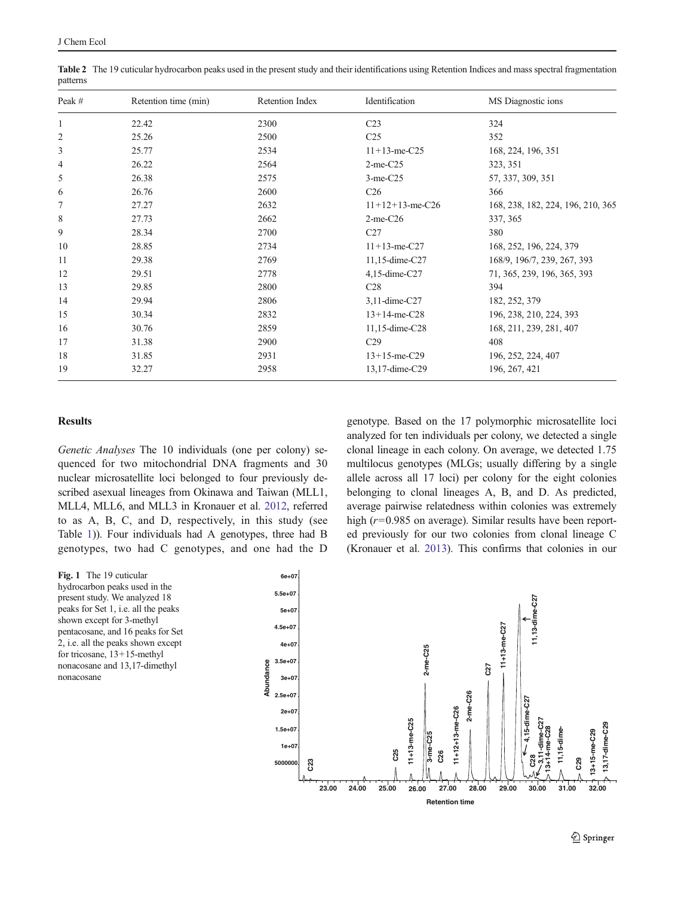**Table 2** The 19 cuticular hydrocarbon peaks used in the present study and their identifications using Retention Indices and mass spectral fragmentation patterns

| Peak # | Retention time (min) | Retention Index | Identification | MS Diagnostic ions |
|---|---|---|---|---|
| 1 | 22.42 | 2300 | C23 | 324 |
| 2 | 25.26 | 2500 | C25 | 352 |
| 3 | 25.77 | 2534 | 11+13-me-C25 | 168, 224, 196, 351 |
| 4 | 26.22 | 2564 | 2-me-C25 | 323, 351 |
| 5 | 26.38 | 2575 | 3-me-C25 | 57, 337, 309, 351 |
| 6 | 26.76 | 2600 | C26 | 366 |
| 7 | 27.27 | 2632 | 11+12+13-me-C26 | 168, 238, 182, 224, 196, 210, 365 |
| 8 | 27.73 | 2662 | 2-me-C26 | 337, 365 |
| 9 | 28.34 | 2700 | C27 | 380 |
| 10 | 28.85 | 2734 | 11+13-me-C27 | 168, 252, 196, 224, 379 |
| 11 | 29.38 | 2769 | 11,15-dime-C27 | 168/9, 196/7, 239, 267, 393 |
| 12 | 29.51 | 2778 | 4,15-dime-C27 | 71, 365, 239, 196, 365, 393 |
| 13 | 29.85 | 2800 | C28 | 394 |
| 14 | 29.94 | 2806 | 3,11-dime-C27 | 182, 252, 379 |
| 15 | 30.34 | 2832 | 13+14-me-C28 | 196, 238, 210, 224, 393 |
| 16 | 30.76 | 2859 | 11,15-dime-C28 | 168, 211, 239, 281, 407 |
| 17 | 31.38 | 2900 | C29 | 408 |
| 18 | 31.85 | 2931 | 13+15-me-C29 | 196, 252, 224, 407 |
| 19 | 32.27 | 2958 | 13,17-dime-C29 | 196, 267, 421 |

## Results

*Genetic Analyses* The 10 individuals (one per colony) sequenced for two mitochondrial DNA fragments and 30 nuclear microsatellite loci belonged to four previously described asexual lineages from Okinawa and Taiwan (MLL1, MLL4, MLL6, and MLL3 in Kronauer et al. 2012, referred to as A, B, C, and D, respectively, in this study (see Table 1)). Four individuals had A genotypes, three had B genotypes, two had C genotypes, and one had the D genotype. Based on the 17 polymorphic microsatellite loci analyzed for ten individuals per colony, we detected a single clonal lineage in each colony. On average, we detected 1.75 multilocus genotypes (MLGs; usually differing by a single allele across all 17 loci) per colony for the eight colonies belonging to clonal lineages A, B, and D. As predicted, average pairwise relatedness within colonies was extremely high ($r=0.985$ on average). Similar results have been reported previously for our two colonies from clonal lineage C (Kronauer et al. 2013). This confirms that colonies in our

**Fig. 1** The 19 cuticular hydrocarbon peaks used in the present study. We analyzed 18 peaks for Set 1, i.e. all the peaks shown except for 3-methyl pentacosane, and 16 peaks for Set 2, i.e. all the peaks shown except for tricosane, 13+15-methyl nonacosane and 13,17-dimethyl nonacosane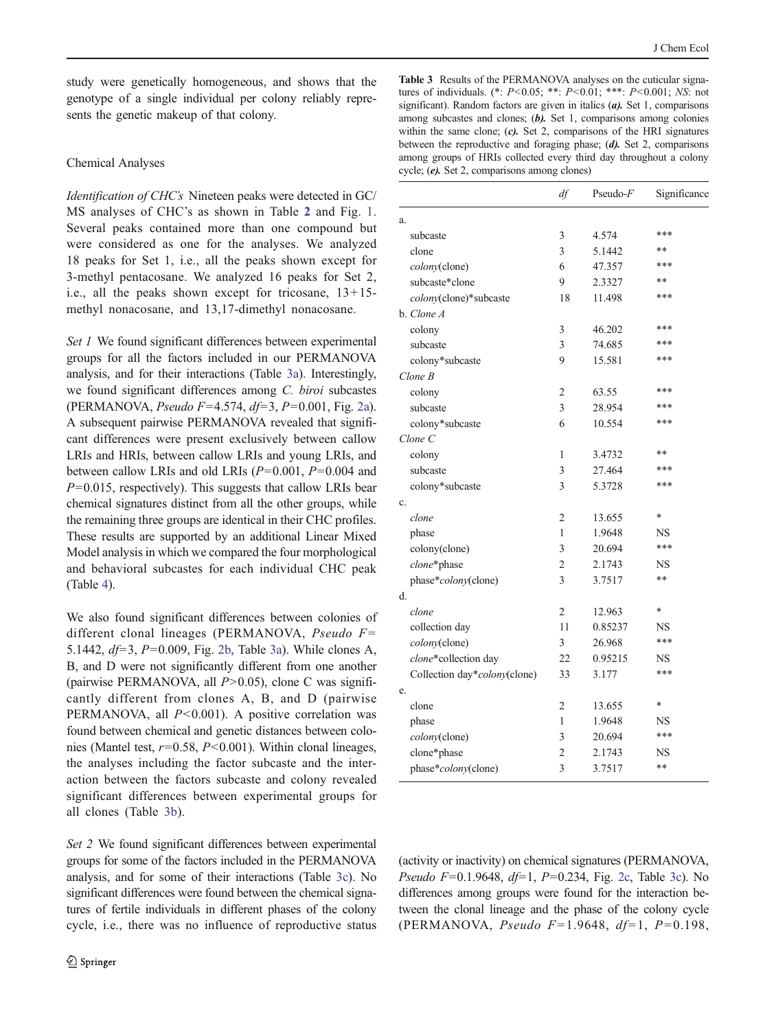study were genetically homogeneous, and shows that the genotype of a single individual per colony reliably represents the genetic makeup of that colony.

## Chemical Analyses

*Identification of CHC's* Nineteen peaks were detected in GC/MS analyses of CHC's as shown in Table 2 and Fig. 1. Several peaks contained more than one compound but were considered as one for the analyses. We analyzed 18 peaks for Set 1, i.e., all the peaks shown except for 3-methyl pentacosane. We analyzed 16 peaks for Set 2, i.e., all the peaks shown except for tricosane, 13+15-methyl nonacosane, and 13,17-dimethyl nonacosane.

*Set 1* We found significant differences between experimental groups for all the factors included in our PERMANOVA analysis, and for their interactions (Table 3a). Interestingly, we found significant differences among *C. biroi* subcastes (PERMANOVA, *Pseudo F*=4.574, *df*=3, *P*=0.001, Fig. 2a). A subsequent pairwise PERMANOVA revealed that significant differences were present exclusively between callow LRIs and HRIs, between callow LRIs and young LRIs, and between callow LRIs and old LRIs (*P*=0.001, *P*=0.004 and *P*=0.015, respectively). This suggests that callow LRIs bear chemical signatures distinct from all the other groups, while the remaining three groups are identical in their CHC profiles. These results are supported by an additional Linear Mixed Model analysis in which we compared the four morphological and behavioral subcastes for each individual CHC peak (Table 4).

We also found significant differences between colonies of different clonal lineages (PERMANOVA, *Pseudo F*=5.1442, *df*=3, *P*=0.009, Fig. 2b, Table 3a). While clones A, B, and D were not significantly different from one another (pairwise PERMANOVA, all *P*>0.05), clone C was significantly different from clones A, B, and D (pairwise PERMANOVA, all *P*<0.001). A positive correlation was found between chemical and genetic distances between colonies (Mantel test, *r*=0.58, *P*<0.001). Within clonal lineages, the analyses including the factor subcaste and the interaction between the factors subcaste and colony revealed significant differences between experimental groups for all clones (Table 3b).

*Set 2* We found significant differences between experimental groups for some of the factors included in the PERMANOVA analysis, and for some of their interactions (Table 3c). No significant differences were found between the chemical signatures of fertile individuals in different phases of the colony cycle, i.e., there was no influence of reproductive status (activity or inactivity) on chemical signatures (PERMANOVA, *Pseudo F*=0.1.9648, *df*=1, *P*=0.234, Fig. 2c, Table 3c). No differences among groups were found for the interaction between the clonal lineage and the phase of the colony cycle (PERMANOVA, *Pseudo F*=1.9648, *df*=1, *P*=0.198,

**Table 3** Results of the PERMANOVA analyses on the cuticular signatures of individuals. (*: *P*<0.05; **: *P*<0.01; ***: *P*<0.001; *NS*: not significant). Random factors are given in italics (***a).*** Set 1, comparisons among subcastes and clones; (***b).*** Set 1, comparisons among colonies within the same clone; (***c).*** Set 2, comparisons of the HRI signatures between the reproductive and foraging phase; (***d).*** Set 2, comparisons among groups of HRIs collected every third day throughout a colony cycle; (***e).*** Set 2, comparisons among clones)

| | *df* | Pseudo-*F* | Significance |
|---|---|---|---|
| a. | | | |
| subcaste | 3 | 4.574 | *** |
| clone | 3 | 5.1442 | ** |
| *colony*(clone) | 6 | 47.357 | *** |
| subcaste*clone | 9 | 2.3327 | ** |
| *colony*(clone)*subcaste | 18 | 11.498 | *** |
| b. *Clone A* | | | |
| colony | 3 | 46.202 | *** |
| subcaste | 3 | 74.685 | *** |
| colony*subcaste | 9 | 15.581 | *** |
| *Clone B* | | | |
| colony | 2 | 63.55 | *** |
| subcaste | 3 | 28.954 | *** |
| colony*subcaste | 6 | 10.554 | *** |
| *Clone C* | | | |
| colony | 1 | 3.4732 | ** |
| subcaste | 3 | 27.464 | *** |
| colony*subcaste | 3 | 5.3728 | *** |
| c. | | | |
| *clone* | 2 | 13.655 | * |
| phase | 1 | 1.9648 | NS |
| colony(clone) | 3 | 20.694 | *** |
| *clone*\*phase | 2 | 2.1743 | NS |
| phase\**colony*(clone) | 3 | 3.7517 | ** |
| d. | | | |
| *clone* | 2 | 12.963 | * |
| collection day | 11 | 0.85237 | NS |
| *colony*(clone) | 3 | 26.968 | *** |
| *clone*\*collection day | 22 | 0.95215 | NS |
| Collection day\**colony*(clone) | 33 | 3.177 | *** |
| e. | | | |
| clone | 2 | 13.655 | * |
| phase | 1 | 1.9648 | NS |
| *colony*(clone) | 3 | 20.694 | *** |
| clone*phase | 2 | 2.1743 | NS |
| phase\**colony*(clone) | 3 | 3.7517 | ** |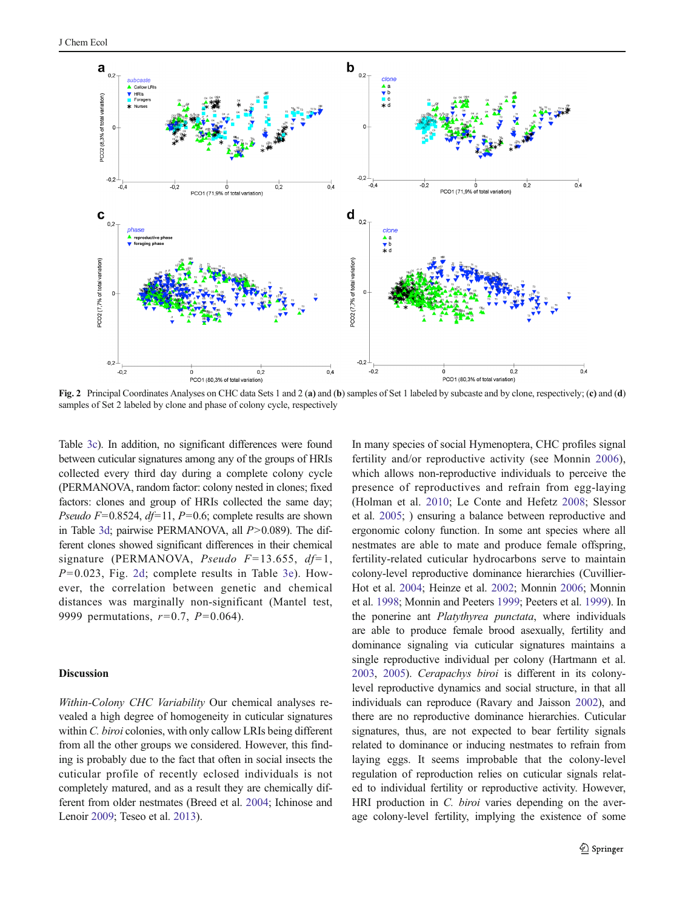Fig. 2 Principal Coordinates Analyses on CHC data Sets 1 and 2 (**a**) and (**b**) samples of Set 1 labeled by subcaste and by clone, respectively; (**c**) and (**d**) samples of Set 2 labeled by clone and phase of colony cycle, respectively

Table 3c). In addition, no significant differences were found between cuticular signatures among any of the groups of HRIs collected every third day during a complete colony cycle (PERMANOVA, random factor: colony nested in clones; fixed factors: clones and group of HRIs collected the same day; *Pseudo F*=0.8524, *df*=11, *P*=0.6; complete results are shown in Table 3d; pairwise PERMANOVA, all *P*>0.089). The different clones showed significant differences in their chemical signature (PERMANOVA, *Pseudo F*=13.655, *df*=1, *P*=0.023, Fig. 2d; complete results in Table 3e). However, the correlation between genetic and chemical distances was marginally non-significant (Mantel test, 9999 permutations, *r*=0.7, *P*=0.064).

## Discussion

*Within-Colony CHC Variability* Our chemical analyses revealed a high degree of homogeneity in cuticular signatures within *C. biroi* colonies, with only callow LRIs being different from all the other groups we considered. However, this finding is probably due to the fact that often in social insects the cuticular profile of recently eclosed individuals is not completely matured, and as a result they are chemically different from older nestmates (Breed et al. 2004; Ichinose and Lenoir 2009; Teseo et al. 2013).

In many species of social Hymenoptera, CHC profiles signal fertility and/or reproductive activity (see Monnin 2006), which allows non-reproductive individuals to perceive the presence of reproductives and refrain from egg-laying (Holman et al. 2010; Le Conte and Hefetz 2008; Slessor et al. 2005; ) ensuring a balance between reproductive and ergonomic colony function. In some ant species where all nestmates are able to mate and produce female offspring, fertility-related cuticular hydrocarbons serve to maintain colony-level reproductive dominance hierarchies (Cuvillier-Hot et al. 2004; Heinze et al. 2002; Monnin 2006; Monnin et al. 1998; Monnin and Peeters 1999; Peeters et al. 1999). In the ponerine ant *Platythyrea punctata*, where individuals are able to produce female brood asexually, fertility and dominance signaling via cuticular signatures maintains a single reproductive individual per colony (Hartmann et al. 2003, 2005). *Cerapachys biroi* is different in its colony-level reproductive dynamics and social structure, in that all individuals can reproduce (Ravary and Jaisson 2002), and there are no reproductive dominance hierarchies. Cuticular signatures, thus, are not expected to bear fertility signals related to dominance or inducing nestmates to refrain from laying eggs. It seems improbable that the colony-level regulation of reproduction relies on cuticular signals related to individual fertility or reproductive activity. However, HRI production in *C. biroi* varies depending on the average colony-level fertility, implying the existence of some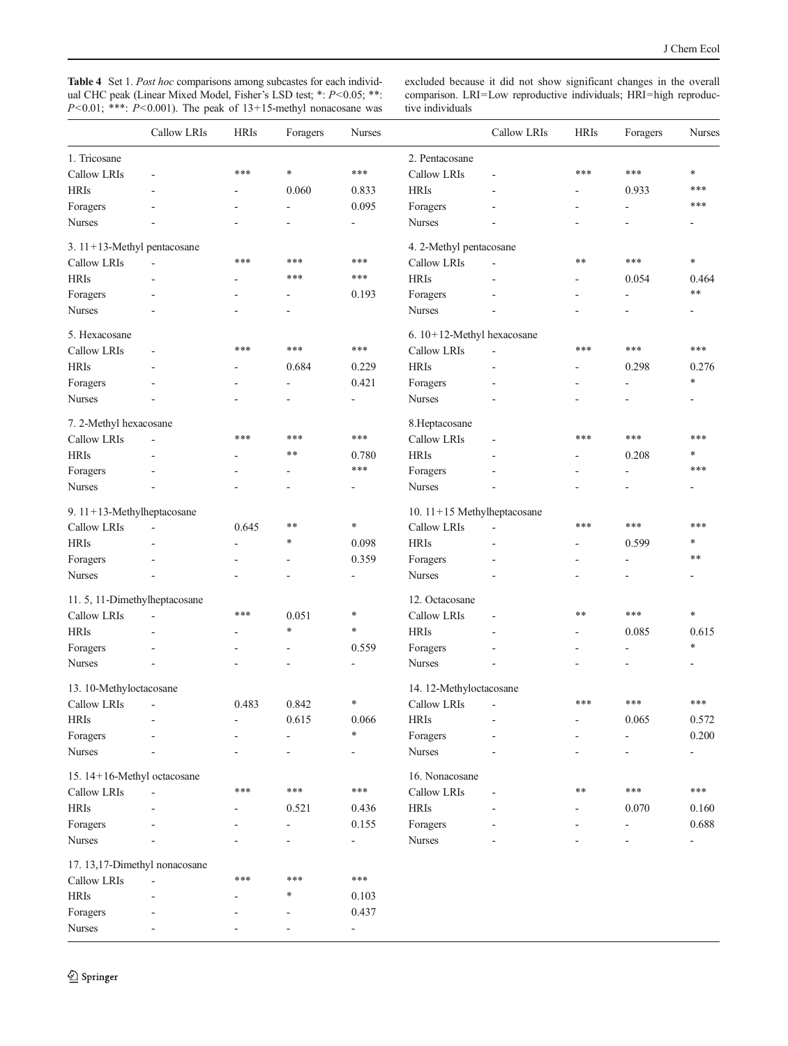**Table 4** Set 1. *Post hoc* comparisons among subcastes for each individual CHC peak (Linear Mixed Model, Fisher's LSD test; *: $P<0.05$; **: $P<0.01$; ***: $P<0.001$). The peak of 13+15-methyl nonacosane was excluded because it did not show significant changes in the overall comparison. LRI=Low reproductive individuals; HRI=high reproductive individuals

| | Callow LRIs | HRIs | Foragers | Nurses | | Callow LRIs | HRIs | Foragers | Nurses |
|---|---|---|---|---|---|---|---|---|---|
| 1. Tricosane | | | | | 2. Pentacosane | | | | |
| Callow LRIs | - | *** | * | *** | Callow LRIs | - | *** | *** | * |
| HRIs | - | - | 0.060 | 0.833 | HRIs | - | - | 0.933 | *** |
| Foragers | - | - | - | 0.095 | Foragers | - | - | - | *** |
| Nurses | - | - | - | - | Nurses | - | - | - | - |
| 3. 11+13-Methyl pentacosane | | | | | 4. 2-Methyl pentacosane | | | | |
| Callow LRIs | - | *** | *** | *** | Callow LRIs | - | ** | *** | * |
| HRIs | - | - | *** | *** | HRIs | - | - | 0.054 | 0.464 |
| Foragers | - | - | - | 0.193 | Foragers | - | - | - | ** |
| Nurses | - | - | - | | Nurses | - | - | - | - |
| 5. Hexacosane | | | | | 6. 10+12-Methyl hexacosane | | | | |
| Callow LRIs | - | *** | *** | *** | Callow LRIs | - | *** | *** | *** |
| HRIs | - | - | 0.684 | 0.229 | HRIs | - | - | 0.298 | 0.276 |
| Foragers | - | - | - | 0.421 | Foragers | - | - | - | * |
| Nurses | - | - | - | - | Nurses | - | - | - | - |
| 7. 2-Methyl hexacosane | | | | | 8.Heptacosane | | | | |
| Callow LRIs | - | *** | *** | *** | Callow LRIs | - | *** | *** | *** |
| HRIs | - | - | ** | 0.780 | HRIs | - | - | 0.208 | * |
| Foragers | - | - | - | *** | Foragers | - | - | - | *** |
| Nurses | - | - | - | - | Nurses | - | - | - | - |
| 9. 11+13-Methylheptacosane | | | | | 10. 11+15 Methylheptacosane | | | | |
| Callow LRIs | - | 0.645 | ** | * | Callow LRIs | - | *** | *** | *** |
| HRIs | - | - | * | 0.098 | HRIs | - | - | 0.599 | * |
| Foragers | - | - | - | 0.359 | Foragers | - | - | - | ** |
| Nurses | - | - | - | - | Nurses | - | - | - | - |
| 11. 5, 11-Dimethylheptacosane | | | | | 12. Octacosane | | | | |
| Callow LRIs | - | *** | 0.051 | * | Callow LRIs | - | ** | *** | * |
| HRIs | - | - | * | * | HRIs | - | - | 0.085 | 0.615 |
| Foragers | - | - | - | 0.559 | Foragers | - | - | - | * |
| Nurses | - | - | - | - | Nurses | - | - | - | - |
| 13. 10-Methyloctacosane | | | | | 14. 12-Methyloctacosane | | | | |
| Callow LRIs | - | 0.483 | 0.842 | * | Callow LRIs | - | *** | *** | *** |
| HRIs | - | - | 0.615 | 0.066 | HRIs | - | - | 0.065 | 0.572 |
| Foragers | - | - | - | * | Foragers | - | - | - | 0.200 |
| Nurses | - | - | - | - | Nurses | - | - | - | - |
| 15. 14+16-Methyl octacosane | | | | | 16. Nonacosane | | | | |
| Callow LRIs | - | *** | *** | *** | Callow LRIs | - | ** | *** | *** |
| HRIs | - | - | 0.521 | 0.436 | HRIs | - | - | 0.070 | 0.160 |
| Foragers | - | - | - | 0.155 | Foragers | - | - | - | 0.688 |
| Nurses | - | - | - | - | Nurses | - | - | - | - |
| 17. 13,17-Dimethyl nonacosane | | | | | | | | | |
| Callow LRIs | - | *** | *** | *** | | | | | |
| HRIs | - | - | * | 0.103 | | | | | |
| Foragers | - | - | - | 0.437 | | | | | |
| Nurses | - | - | - | - | | | | | |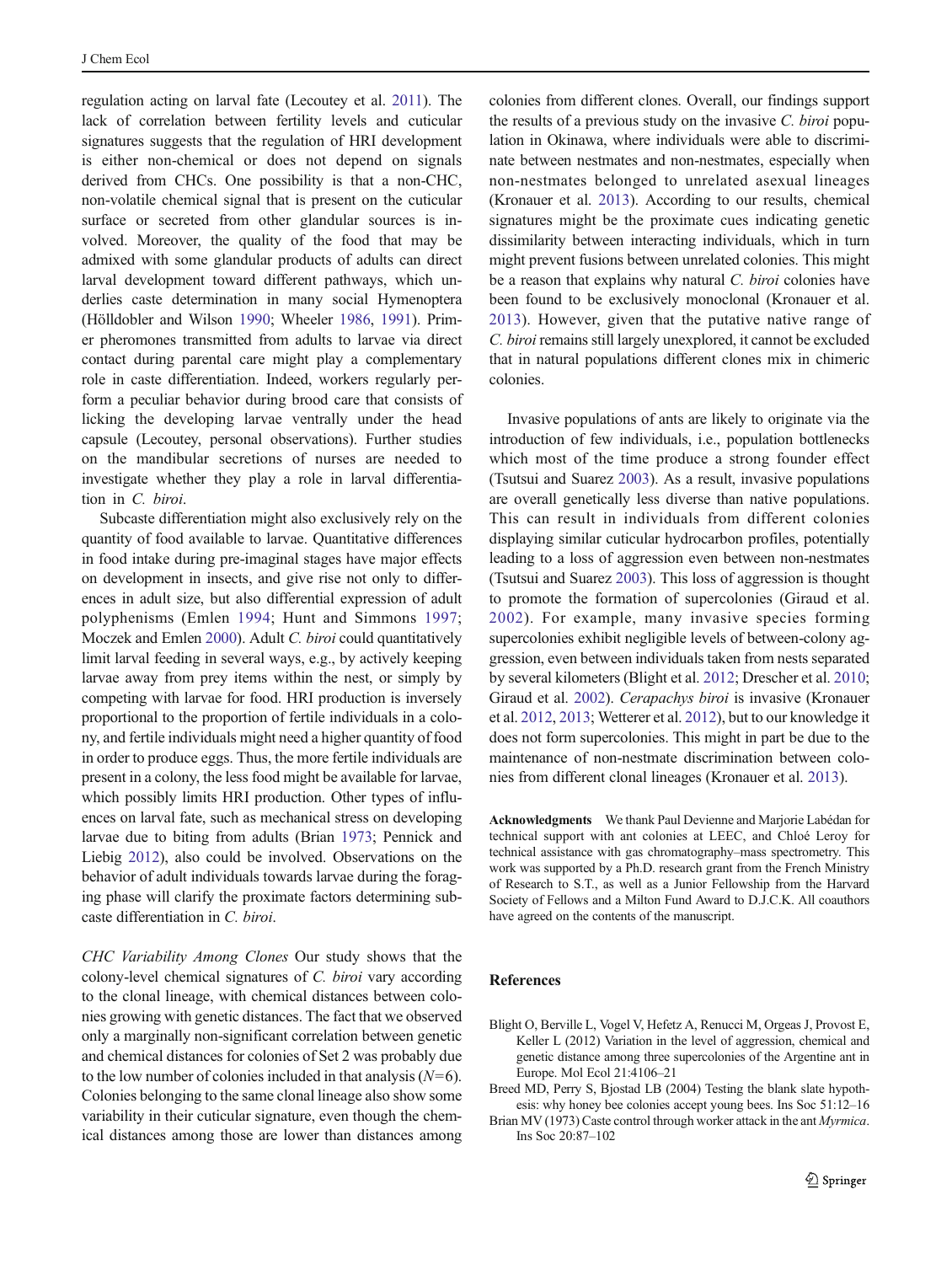regulation acting on larval fate (Lecoutey et al. 2011). The lack of correlation between fertility levels and cuticular signatures suggests that the regulation of HRI development is either non-chemical or does not depend on signals derived from CHCs. One possibility is that a non-CHC, non-volatile chemical signal that is present on the cuticular surface or secreted from other glandular sources is involved. Moreover, the quality of the food that may be admixed with some glandular products of adults can direct larval development toward different pathways, which underlies caste determination in many social Hymenoptera (Hölldobler and Wilson 1990; Wheeler 1986, 1991). Primer pheromones transmitted from adults to larvae via direct contact during parental care might play a complementary role in caste differentiation. Indeed, workers regularly perform a peculiar behavior during brood care that consists of licking the developing larvae ventrally under the head capsule (Lecoutey, personal observations). Further studies on the mandibular secretions of nurses are needed to investigate whether they play a role in larval differentiation in *C. biroi*.

Subcaste differentiation might also exclusively rely on the quantity of food available to larvae. Quantitative differences in food intake during pre-imaginal stages have major effects on development in insects, and give rise not only to differences in adult size, but also differential expression of adult polyphenisms (Emlen 1994; Hunt and Simmons 1997; Moczek and Emlen 2000). Adult *C. biroi* could quantitatively limit larval feeding in several ways, e.g., by actively keeping larvae away from prey items within the nest, or simply by competing with larvae for food. HRI production is inversely proportional to the proportion of fertile individuals in a colony, and fertile individuals might need a higher quantity of food in order to produce eggs. Thus, the more fertile individuals are present in a colony, the less food might be available for larvae, which possibly limits HRI production. Other types of influences on larval fate, such as mechanical stress on developing larvae due to biting from adults (Brian 1973; Pennick and Liebig 2012), also could be involved. Observations on the behavior of adult individuals towards larvae during the foraging phase will clarify the proximate factors determining subcaste differentiation in *C. biroi*.

*CHC Variability Among Clones* Our study shows that the colony-level chemical signatures of *C. biroi* vary according to the clonal lineage, with chemical distances between colonies growing with genetic distances. The fact that we observed only a marginally non-significant correlation between genetic and chemical distances for colonies of Set 2 was probably due to the low number of colonies included in that analysis ($N=6$). Colonies belonging to the same clonal lineage also show some variability in their cuticular signature, even though the chemical distances among those are lower than distances among colonies from different clones. Overall, our findings support the results of a previous study on the invasive *C. biroi* population in Okinawa, where individuals were able to discriminate between nestmates and non-nestmates, especially when non-nestmates belonged to unrelated asexual lineages (Kronauer et al. 2013). According to our results, chemical signatures might be the proximate cues indicating genetic dissimilarity between interacting individuals, which in turn might prevent fusions between unrelated colonies. This might be a reason that explains why natural *C. biroi* colonies have been found to be exclusively monoclonal (Kronauer et al. 2013). However, given that the putative native range of *C. biroi* remains still largely unexplored, it cannot be excluded that in natural populations different clones mix in chimeric colonies.

Invasive populations of ants are likely to originate via the introduction of few individuals, i.e., population bottlenecks which most of the time produce a strong founder effect (Tsutsui and Suarez 2003). As a result, invasive populations are overall genetically less diverse than native populations. This can result in individuals from different colonies displaying similar cuticular hydrocarbon profiles, potentially leading to a loss of aggression even between non-nestmates (Tsutsui and Suarez 2003). This loss of aggression is thought to promote the formation of supercolonies (Giraud et al. 2002). For example, many invasive species forming supercolonies exhibit negligible levels of between-colony aggression, even between individuals taken from nests separated by several kilometers (Blight et al. 2012; Drescher et al. 2010; Giraud et al. 2002). *Cerapachys biroi* is invasive (Kronauer et al. 2012, 2013; Wetterer et al. 2012), but to our knowledge it does not form supercolonies. This might in part be due to the maintenance of non-nestmate discrimination between colonies from different clonal lineages (Kronauer et al. 2013).

**Acknowledgments** We thank Paul Devienne and Marjorie Labédan for technical support with ant colonies at LEEC, and Chloé Leroy for technical assistance with gas chromatography–mass spectrometry. This work was supported by a Ph.D. research grant from the French Ministry of Research to S.T., as well as a Junior Fellowship from the Harvard Society of Fellows and a Milton Fund Award to D.J.C.K. All coauthors have agreed on the contents of the manuscript.

## References

Blight O, Berville L, Vogel V, Hefetz A, Renucci M, Orgeas J, Provost E, Keller L (2012) Variation in the level of aggression, chemical and genetic distance among three supercolonies of the Argentine ant in Europe. Mol Ecol 21:4106–21

Breed MD, Perry S, Bjostad LB (2004) Testing the blank slate hypothesis: why honey bee colonies accept young bees. Ins Soc 51:12–16

Brian MV (1973) Caste control through worker attack in the ant *Myrmica*. Ins Soc 20:87–102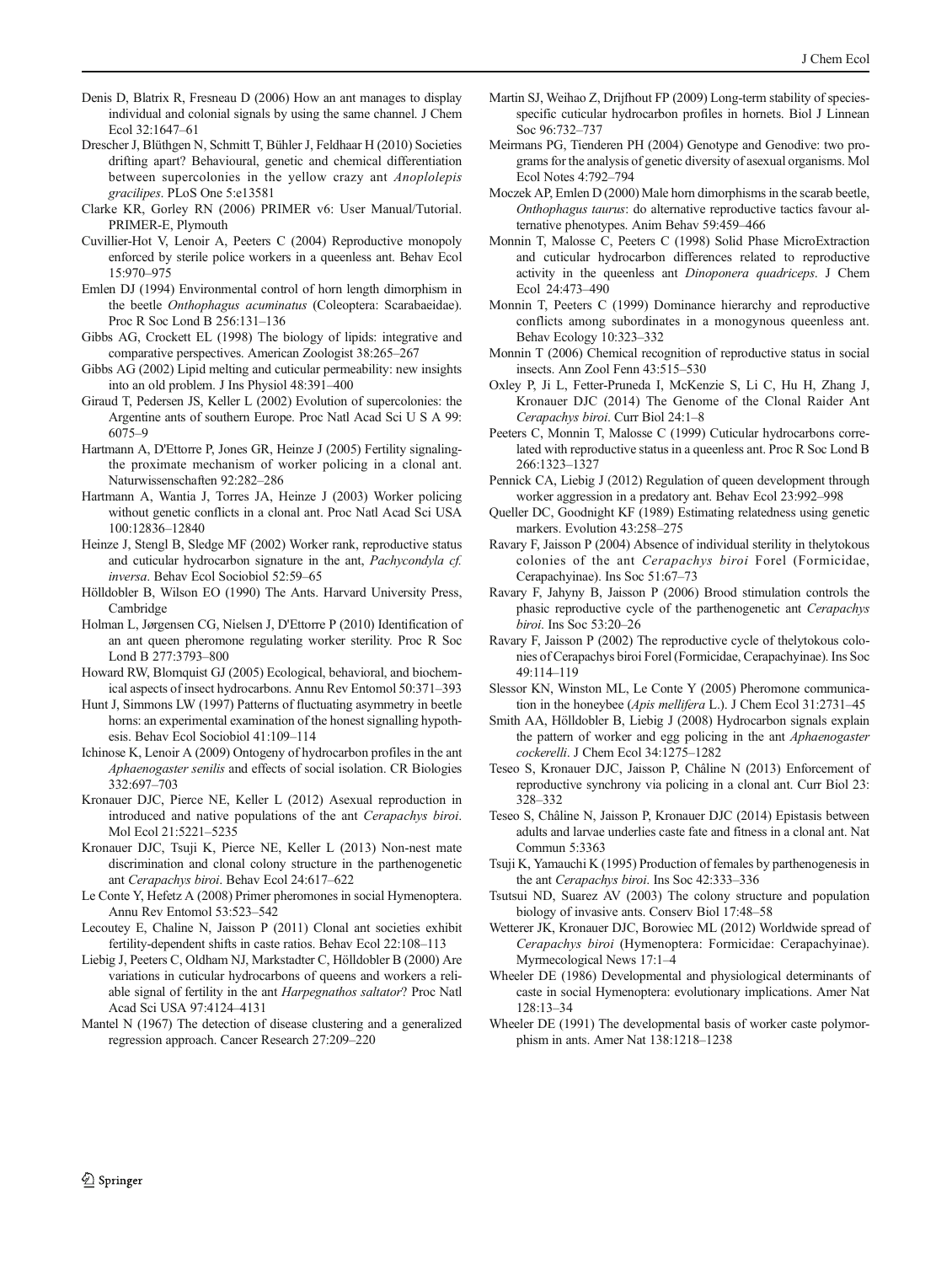Denis D, Blatrix R, Fresneau D (2006) How an ant manages to display individual and colonial signals by using the same channel. J Chem Ecol 32:1647–61

Drescher J, Blüthgen N, Schmitt T, Bühler J, Feldhaar H (2010) Societies drifting apart? Behavioural, genetic and chemical differentiation between supercolonies in the yellow crazy ant *Anoplolepis gracilipes*. PLoS One 5:e13581

Clarke KR, Gorley RN (2006) PRIMER v6: User Manual/Tutorial. PRIMER-E, Plymouth

Cuvillier-Hot V, Lenoir A, Peeters C (2004) Reproductive monopoly enforced by sterile police workers in a queenless ant. Behav Ecol 15:970–975

Emlen DJ (1994) Environmental control of horn length dimorphism in the beetle *Onthophagus acuminatus* (Coleoptera: Scarabaeidae). Proc R Soc Lond B 256:131–136

Gibbs AG, Crockett EL (1998) The biology of lipids: integrative and comparative perspectives. American Zoologist 38:265–267

Gibbs AG (2002) Lipid melting and cuticular permeability: new insights into an old problem. J Ins Physiol 48:391–400

Giraud T, Pedersen JS, Keller L (2002) Evolution of supercolonies: the Argentine ants of southern Europe. Proc Natl Acad Sci U S A 99: 6075–9

Hartmann A, D'Ettorre P, Jones GR, Heinze J (2005) Fertility signaling-the proximate mechanism of worker policing in a clonal ant. Naturwissenschaften 92:282–286

Hartmann A, Wantia J, Torres JA, Heinze J (2003) Worker policing without genetic conflicts in a clonal ant. Proc Natl Acad Sci USA 100:12836–12840

Heinze J, Stengl B, Sledge MF (2002) Worker rank, reproductive status and cuticular hydrocarbon signature in the ant, *Pachycondyla cf. inversa*. Behav Ecol Sociobiol 52:59–65

Hölldobler B, Wilson EO (1990) The Ants. Harvard University Press, Cambridge

Holman L, Jørgensen CG, Nielsen J, D'Ettorre P (2010) Identification of an ant queen pheromone regulating worker sterility. Proc R Soc Lond B 277:3793–800

Howard RW, Blomquist GJ (2005) Ecological, behavioral, and biochemical aspects of insect hydrocarbons. Annu Rev Entomol 50:371–393

Hunt J, Simmons LW (1997) Patterns of fluctuating asymmetry in beetle horns: an experimental examination of the honest signalling hypothesis. Behav Ecol Sociobiol 41:109–114

Ichinose K, Lenoir A (2009) Ontogeny of hydrocarbon profiles in the ant *Aphaenogaster senilis* and effects of social isolation. CR Biologies 332:697–703

Kronauer DJC, Pierce NE, Keller L (2012) Asexual reproduction in introduced and native populations of the ant *Cerapachys biroi*. Mol Ecol 21:5221–5235

Kronauer DJC, Tsuji K, Pierce NE, Keller L (2013) Non-nest mate discrimination and clonal colony structure in the parthenogenetic ant *Cerapachys biroi*. Behav Ecol 24:617–622

Le Conte Y, Hefetz A (2008) Primer pheromones in social Hymenoptera. Annu Rev Entomol 53:523–542

Lecoutey E, Chaline N, Jaisson P (2011) Clonal ant societies exhibit fertility-dependent shifts in caste ratios. Behav Ecol 22:108–113

Liebig J, Peeters C, Oldham NJ, Markstadter C, Hölldobler B (2000) Are variations in cuticular hydrocarbons of queens and workers a reliable signal of fertility in the ant *Harpegnathos saltator*? Proc Natl Acad Sci USA 97:4124–4131

Mantel N (1967) The detection of disease clustering and a generalized regression approach. Cancer Research 27:209–220

Martin SJ, Weihao Z, Drijfhout FP (2009) Long-term stability of species-specific cuticular hydrocarbon profiles in hornets. Biol J Linnean Soc 96:732–737

Meirmans PG, Tienderen PH (2004) Genotype and Genodive: two programs for the analysis of genetic diversity of asexual organisms. Mol Ecol Notes 4:792–794

Moczek AP, Emlen D (2000) Male horn dimorphisms in the scarab beetle, *Onthophagus taurus*: do alternative reproductive tactics favour alternative phenotypes. Anim Behav 59:459–466

Monnin T, Malosse C, Peeters C (1998) Solid Phase MicroExtraction and cuticular hydrocarbon differences related to reproductive activity in the queenless ant *Dinoponera quadriceps*. J Chem Ecol 24:473–490

Monnin T, Peeters C (1999) Dominance hierarchy and reproductive conflicts among subordinates in a monogynous queenless ant. Behav Ecology 10:323–332

Monnin T (2006) Chemical recognition of reproductive status in social insects. Ann Zool Fenn 43:515–530

Oxley P, Ji L, Fetter-Pruneda I, McKenzie S, Li C, Hu H, Zhang J, Kronauer DJC (2014) The Genome of the Clonal Raider Ant *Cerapachys biroi*. Curr Biol 24:1–8

Peeters C, Monnin T, Malosse C (1999) Cuticular hydrocarbons correlated with reproductive status in a queenless ant. Proc R Soc Lond B 266:1323–1327

Pennick CA, Liebig J (2012) Regulation of queen development through worker aggression in a predatory ant. Behav Ecol 23:992–998

Queller DC, Goodnight KF (1989) Estimating relatedness using genetic markers. Evolution 43:258–275

Ravary F, Jaisson P (2004) Absence of individual sterility in thelytokous colonies of the ant *Cerapachys biroi* Forel (Formicidae, Cerapachyinae). Ins Soc 51:67–73

Ravary F, Jahyny B, Jaisson P (2006) Brood stimulation controls the phasic reproductive cycle of the parthenogenetic ant *Cerapachys biroi*. Ins Soc 53:20–26

Ravary F, Jaisson P (2002) The reproductive cycle of thelytokous colonies of Cerapachys biroi Forel (Formicidae, Cerapachyinae). Ins Soc 49:114–119

Slessor KN, Winston ML, Le Conte Y (2005) Pheromone communication in the honeybee (*Apis mellifera* L.). J Chem Ecol 31:2731–45

Smith AA, Hölldobler B, Liebig J (2008) Hydrocarbon signals explain the pattern of worker and egg policing in the ant *Aphaenogaster cockerelli*. J Chem Ecol 34:1275–1282

Teseo S, Kronauer DJC, Jaisson P, Châline N (2013) Enforcement of reproductive synchrony via policing in a clonal ant. Curr Biol 23: 328–332

Teseo S, Châline N, Jaisson P, Kronauer DJC (2014) Epistasis between adults and larvae underlies caste fate and fitness in a clonal ant. Nat Commun 5:3363

Tsuji K, Yamauchi K (1995) Production of females by parthenogenesis in the ant *Cerapachys biroi*. Ins Soc 42:333–336

Tsutsui ND, Suarez AV (2003) The colony structure and population biology of invasive ants. Conserv Biol 17:48–58

Wetterer JK, Kronauer DJC, Borowiec ML (2012) Worldwide spread of *Cerapachys biroi* (Hymenoptera: Formicidae: Cerapachyinae). Myrmecological News 17:1–4

Wheeler DE (1986) Developmental and physiological determinants of caste in social Hymenoptera: evolutionary implications. Amer Nat 128:13–34

Wheeler DE (1991) The developmental basis of worker caste polymorphism in ants. Amer Nat 138:1218–1238